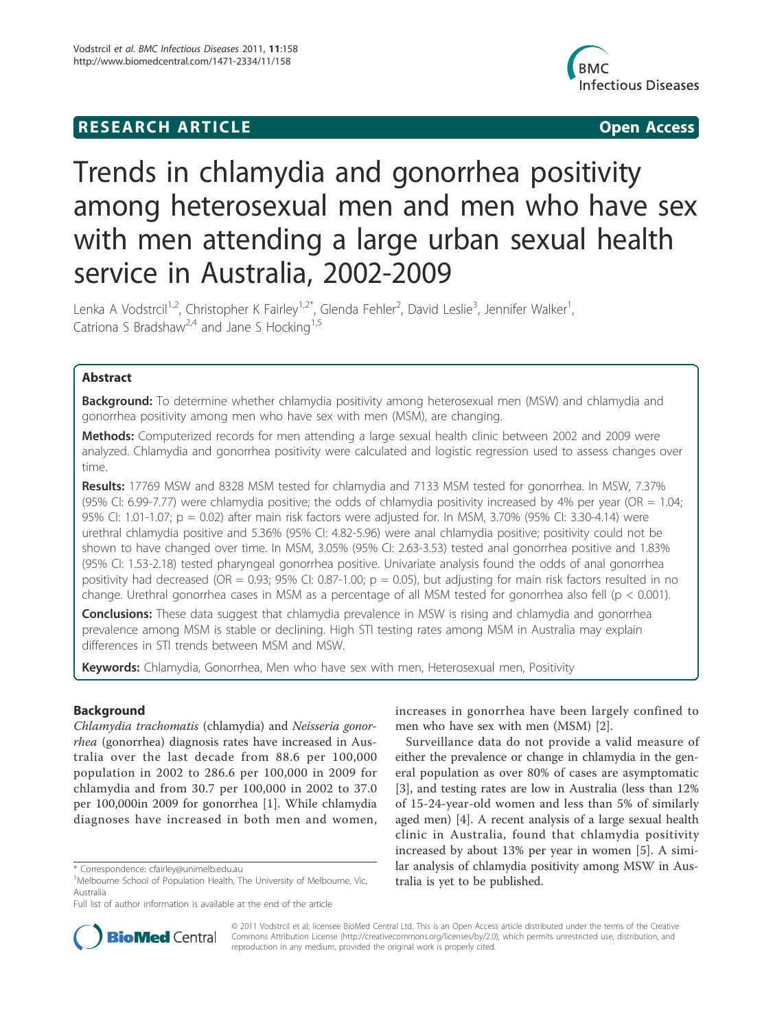**RESEARCH ARTICLE** **Open Access**

# Trends in chlamydia and gonorrhea positivity among heterosexual men and men who have sex with men attending a large urban sexual health service in Australia, 2002-2009

Lenka A Vodstrcil[1,2], Christopher K Fairley[1,2*], Glenda Fehler[2], David Leslie[3], Jennifer Walker[1], Catriona S Bradshaw[2,4] and Jane S Hocking[1,5]

## Abstract

**Background:** To determine whether chlamydia positivity among heterosexual men (MSW) and chlamydia and gonorrhea positivity among men who have sex with men (MSM), are changing.

**Methods:** Computerized records for men attending a large sexual health clinic between 2002 and 2009 were analyzed. Chlamydia and gonorrhea positivity were calculated and logistic regression used to assess changes over time.

**Results:** 17769 MSW and 8328 MSM tested for chlamydia and 7133 MSM tested for gonorrhea. In MSW, 7.37% (95% CI: 6.99-7.77) were chlamydia positive; the odds of chlamydia positivity increased by 4% per year (OR = 1.04; 95% CI: 1.01-1.07; p = 0.02) after main risk factors were adjusted for. In MSM, 3.70% (95% CI: 3.30-4.14) were urethral chlamydia positive and 5.36% (95% CI: 4.82-5.96) were anal chlamydia positive; positivity could not be shown to have changed over time. In MSM, 3.05% (95% CI: 2.63-3.53) tested anal gonorrhea positive and 1.83% (95% CI: 1.53-2.18) tested pharyngeal gonorrhea positive. Univariate analysis found the odds of anal gonorrhea positivity had decreased (OR = 0.93; 95% CI: 0.87-1.00; p = 0.05), but adjusting for main risk factors resulted in no change. Urethral gonorrhea cases in MSM as a percentage of all MSM tested for gonorrhea also fell (p < 0.001).

**Conclusions:** These data suggest that chlamydia prevalence in MSW is rising and chlamydia and gonorrhea prevalence among MSM is stable or declining. High STI testing rates among MSM in Australia may explain differences in STI trends between MSM and MSW.

**Keywords:** Chlamydia, Gonorrhea, Men who have sex with men, Heterosexual men, Positivity

## Background

*Chlamydia trachomatis* (chlamydia) and *Neisseria gonorrhea* (gonorrhea) diagnosis rates have increased in Australia over the last decade from 88.6 per 100,000 population in 2002 to 286.6 per 100,000 in 2009 for chlamydia and from 30.7 per 100,000 in 2002 to 37.0 per 100,000in 2009 for gonorrhea [1]. While chlamydia diagnoses have increased in both men and women, increases in gonorrhea have been largely confined to men who have sex with men (MSM) [2].

Surveillance data do not provide a valid measure of either the prevalence or change in chlamydia in the general population as over 80% of cases are asymptomatic [3], and testing rates are low in Australia (less than 12% of 15-24-year-old women and less than 5% of similarly aged men) [4]. A recent analysis of a large sexual health clinic in Australia, found that chlamydia positivity increased by about 13% per year in women [5]. A similar analysis of chlamydia positivity among MSW in Australia is yet to be published.

\* Correspondence: cfairley@unimelb.edu.au
[1]Melbourne School of Population Health, The University of Melbourne, Vic, Australia
Full list of author information is available at the end of the article

© 2011 Vodstrcil et al; licensee BioMed Central Ltd. This is an Open Access article distributed under the terms of the Creative Commons Attribution License (http://creativecommons.org/licenses/by/2.0), which permits unrestricted use, distribution, and reproduction in any medium, provided the original work is properly cited.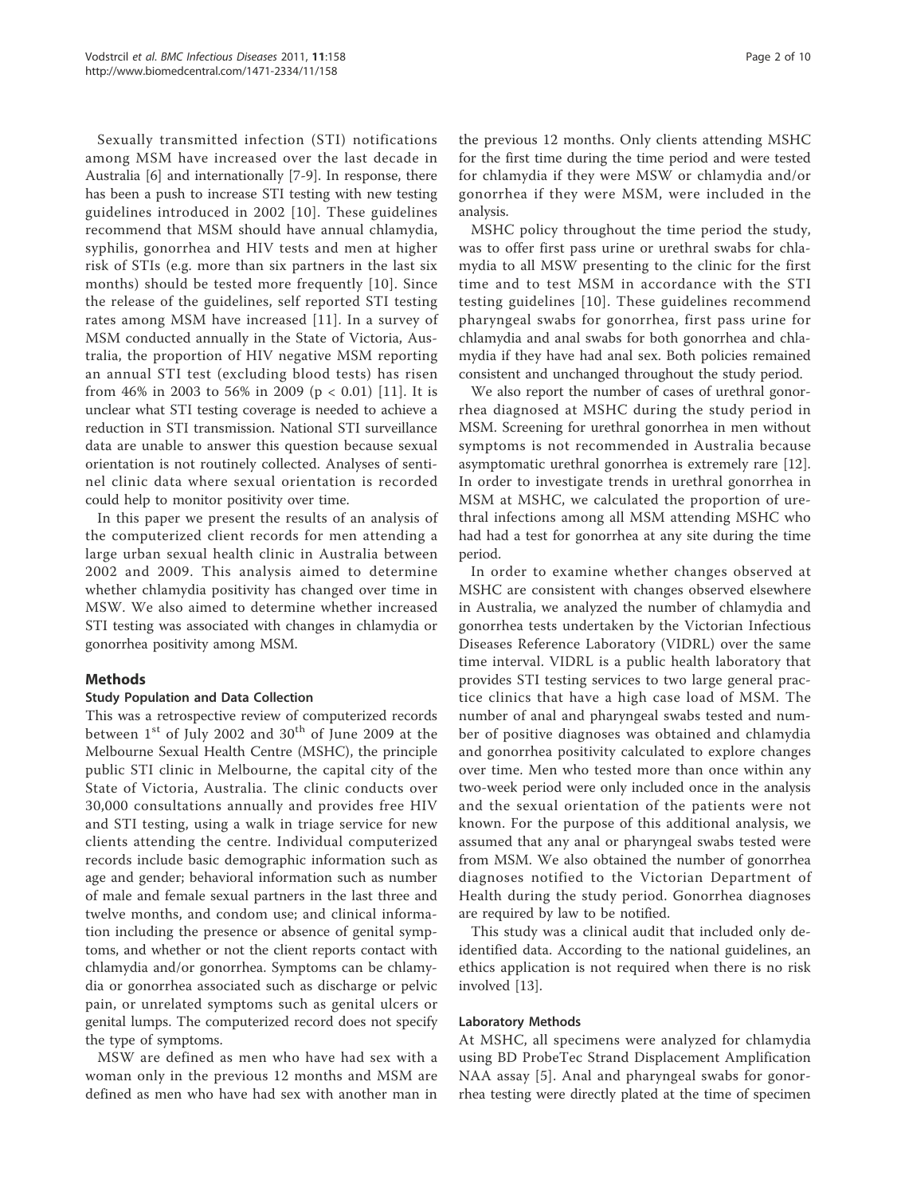Sexually transmitted infection (STI) notifications among MSM have increased over the last decade in Australia [6] and internationally [7-9]. In response, there has been a push to increase STI testing with new testing guidelines introduced in 2002 [10]. These guidelines recommend that MSM should have annual chlamydia, syphilis, gonorrhea and HIV tests and men at higher risk of STIs (e.g. more than six partners in the last six months) should be tested more frequently [10]. Since the release of the guidelines, self reported STI testing rates among MSM have increased [11]. In a survey of MSM conducted annually in the State of Victoria, Australia, the proportion of HIV negative MSM reporting an annual STI test (excluding blood tests) has risen from 46% in 2003 to 56% in 2009 ($p < 0.01$) [11]. It is unclear what STI testing coverage is needed to achieve a reduction in STI transmission. National STI surveillance data are unable to answer this question because sexual orientation is not routinely collected. Analyses of sentinel clinic data where sexual orientation is recorded could help to monitor positivity over time.

In this paper we present the results of an analysis of the computerized client records for men attending a large urban sexual health clinic in Australia between 2002 and 2009. This analysis aimed to determine whether chlamydia positivity has changed over time in MSW. We also aimed to determine whether increased STI testing was associated with changes in chlamydia or gonorrhea positivity among MSM.

## Methods

### Study Population and Data Collection

This was a retrospective review of computerized records between 1st of July 2002 and 30th of June 2009 at the Melbourne Sexual Health Centre (MSHC), the principle public STI clinic in Melbourne, the capital city of the State of Victoria, Australia. The clinic conducts over 30,000 consultations annually and provides free HIV and STI testing, using a walk in triage service for new clients attending the centre. Individual computerized records include basic demographic information such as age and gender; behavioral information such as number of male and female sexual partners in the last three and twelve months, and condom use; and clinical information including the presence or absence of genital symptoms, and whether or not the client reports contact with chlamydia and/or gonorrhea. Symptoms can be chlamydia or gonorrhea associated such as discharge or pelvic pain, or unrelated symptoms such as genital ulcers or genital lumps. The computerized record does not specify the type of symptoms.

MSW are defined as men who have had sex with a woman only in the previous 12 months and MSM are defined as men who have had sex with another man in the previous 12 months. Only clients attending MSHC for the first time during the time period and were tested for chlamydia if they were MSW or chlamydia and/or gonorrhea if they were MSM, were included in the analysis.

MSHC policy throughout the time period the study, was to offer first pass urine or urethral swabs for chlamydia to all MSW presenting to the clinic for the first time and to test MSM in accordance with the STI testing guidelines [10]. These guidelines recommend pharyngeal swabs for gonorrhea, first pass urine for chlamydia and anal swabs for both gonorrhea and chlamydia if they have had anal sex. Both policies remained consistent and unchanged throughout the study period.

We also report the number of cases of urethral gonorrhea diagnosed at MSHC during the study period in MSM. Screening for urethral gonorrhea in men without symptoms is not recommended in Australia because asymptomatic urethral gonorrhea is extremely rare [12]. In order to investigate trends in urethral gonorrhea in MSM at MSHC, we calculated the proportion of urethral infections among all MSM attending MSHC who had had a test for gonorrhea at any site during the time period.

In order to examine whether changes observed at MSHC are consistent with changes observed elsewhere in Australia, we analyzed the number of chlamydia and gonorrhea tests undertaken by the Victorian Infectious Diseases Reference Laboratory (VIDRL) over the same time interval. VIDRL is a public health laboratory that provides STI testing services to two large general practice clinics that have a high case load of MSM. The number of anal and pharyngeal swabs tested and number of positive diagnoses was obtained and chlamydia and gonorrhea positivity calculated to explore changes over time. Men who tested more than once within any two-week period were only included once in the analysis and the sexual orientation of the patients were not known. For the purpose of this additional analysis, we assumed that any anal or pharyngeal swabs tested were from MSM. We also obtained the number of gonorrhea diagnoses notified to the Victorian Department of Health during the study period. Gonorrhea diagnoses are required by law to be notified.

This study was a clinical audit that included only de-identified data. According to the national guidelines, an ethics application is not required when there is no risk involved [13].

### Laboratory Methods

At MSHC, all specimens were analyzed for chlamydia using BD ProbeTec Strand Displacement Amplification NAA assay [5]. Anal and pharyngeal swabs for gonorrhea testing were directly plated at the time of specimen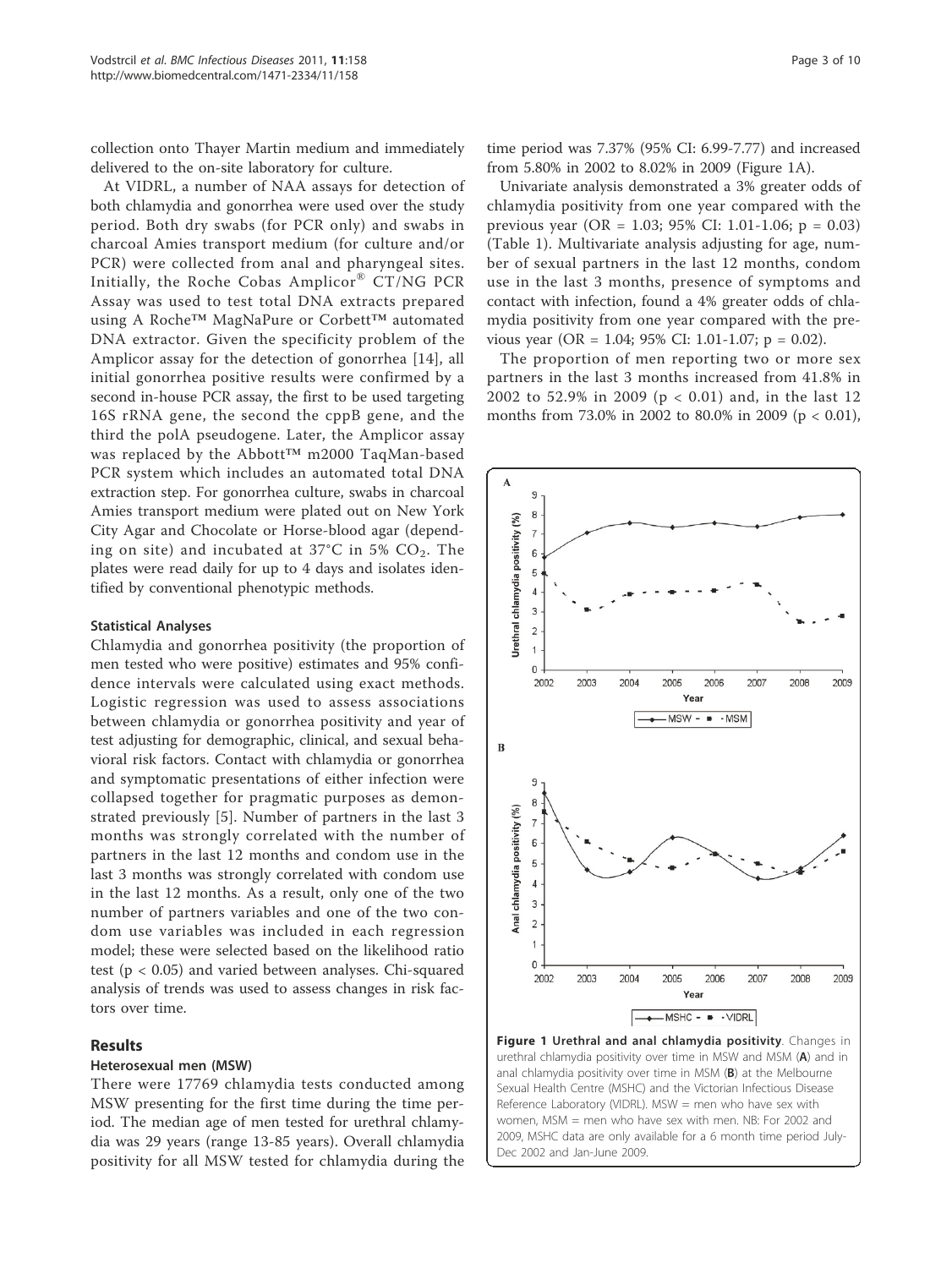collection onto Thayer Martin medium and immediately delivered to the on-site laboratory for culture.

At VIDRL, a number of NAA assays for detection of both chlamydia and gonorrhea were used over the study period. Both dry swabs (for PCR only) and swabs in charcoal Amies transport medium (for culture and/or PCR) were collected from anal and pharyngeal sites. Initially, the Roche Cobas Amplicor® CT/NG PCR Assay was used to test total DNA extracts prepared using A Roche™ MagNaPure or Corbett™ automated DNA extractor. Given the specificity problem of the Amplicor assay for the detection of gonorrhea [14], all initial gonorrhea positive results were confirmed by a second in-house PCR assay, the first to be used targeting 16S rRNA gene, the second the cppB gene, and the third the polA pseudogene. Later, the Amplicor assay was replaced by the Abbott™ m2000 TaqMan-based PCR system which includes an automated total DNA extraction step. For gonorrhea culture, swabs in charcoal Amies transport medium were plated out on New York City Agar and Chocolate or Horse-blood agar (depending on site) and incubated at 37°C in 5% $CO_2$. The plates were read daily for up to 4 days and isolates identified by conventional phenotypic methods.

### Statistical Analyses

Chlamydia and gonorrhea positivity (the proportion of men tested who were positive) estimates and 95% confidence intervals were calculated using exact methods. Logistic regression was used to assess associations between chlamydia or gonorrhea positivity and year of test adjusting for demographic, clinical, and sexual behavioral risk factors. Contact with chlamydia or gonorrhea and symptomatic presentations of either infection were collapsed together for pragmatic purposes as demonstrated previously [5]. Number of partners in the last 3 months was strongly correlated with the number of partners in the last 12 months and condom use in the last 3 months was strongly correlated with condom use in the last 12 months. As a result, only one of the two number of partners variables and one of the two condom use variables was included in each regression model; these were selected based on the likelihood ratio test ($p < 0.05$) and varied between analyses. Chi-squared analysis of trends was used to assess changes in risk factors over time.

## Results

### Heterosexual men (MSW)

There were 17769 chlamydia tests conducted among MSW presenting for the first time during the time period. The median age of men tested for urethral chlamydia was 29 years (range 13-85 years). Overall chlamydia positivity for all MSW tested for chlamydia during the time period was 7.37% (95% CI: 6.99-7.77) and increased from 5.80% in 2002 to 8.02% in 2009 (Figure 1A).

Univariate analysis demonstrated a 3% greater odds of chlamydia positivity from one year compared with the previous year (OR = 1.03; 95% CI: 1.01-1.06; $p = 0.03$) (Table 1). Multivariate analysis adjusting for age, number of sexual partners in the last 12 months, condom use in the last 3 months, presence of symptoms and contact with infection, found a 4% greater odds of chlamydia positivity from one year compared with the previous year (OR = 1.04; 95% CI: 1.01-1.07; $p = 0.02$).

The proportion of men reporting two or more sex partners in the last 3 months increased from 41.8% in 2002 to 52.9% in 2009 ($p < 0.01$) and, in the last 12 months from 73.0% in 2002 to 80.0% in 2009 ($p < 0.01$),

**Figure 1 Urethral and anal chlamydia positivity**. Changes in urethral chlamydia positivity over time in MSW and MSM (**A**) and in anal chlamydia positivity over time in MSM (**B**) at the Melbourne Sexual Health Centre (MSHC) and the Victorian Infectious Disease Reference Laboratory (VIDRL). MSW = men who have sex with women, MSM = men who have sex with men. NB: For 2002 and 2009, MSHC data are only available for a 6 month time period July-Dec 2002 and Jan-June 2009.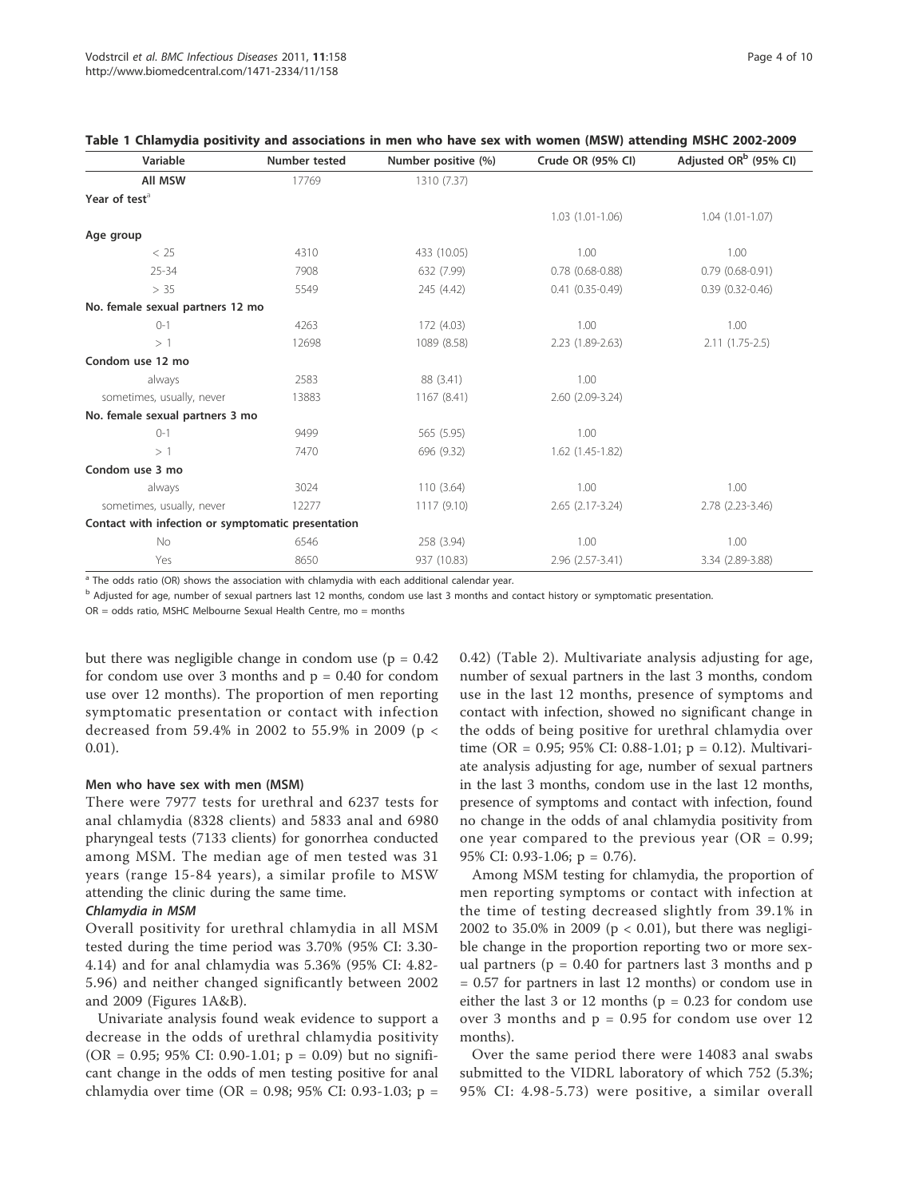**Table 1 Chlamydia positivity and associations in men who have sex with women (MSW) attending MSHC 2002-2009**

| Variable | Number tested | Number positive (%) | Crude OR (95% CI) | Adjusted OR[b] (95% CI) |
|---|---|---|---|---|
| **All MSW** | 17769 | 1310 (7.37) | | |
| **Year of test**[a] | | | | |
| | | | 1.03 (1.01-1.06) | 1.04 (1.01-1.07) |
| **Age group** | | | | |
| < 25 | 4310 | 433 (10.05) | 1.00 | 1.00 |
| 25-34 | 7908 | 632 (7.99) | 0.78 (0.68-0.88) | 0.79 (0.68-0.91) |
| > 35 | 5549 | 245 (4.42) | 0.41 (0.35-0.49) | 0.39 (0.32-0.46) |
| **No. female sexual partners 12 mo** | | | | |
| 0-1 | 4263 | 172 (4.03) | 1.00 | 1.00 |
| > 1 | 12698 | 1089 (8.58) | 2.23 (1.89-2.63) | 2.11 (1.75-2.5) |
| **Condom use 12 mo** | | | | |
| always | 2583 | 88 (3.41) | 1.00 | |
| sometimes, usually, never | 13883 | 1167 (8.41) | 2.60 (2.09-3.24) | |
| **No. female sexual partners 3 mo** | | | | |
| 0-1 | 9499 | 565 (5.95) | 1.00 | |
| > 1 | 7470 | 696 (9.32) | 1.62 (1.45-1.82) | |
| **Condom use 3 mo** | | | | |
| always | 3024 | 110 (3.64) | 1.00 | 1.00 |
| sometimes, usually, never | 12277 | 1117 (9.10) | 2.65 (2.17-3.24) | 2.78 (2.23-3.46) |
| **Contact with infection or symptomatic presentation** | | | | |
| No | 6546 | 258 (3.94) | 1.00 | 1.00 |
| Yes | 8650 | 937 (10.83) | 2.96 (2.57-3.41) | 3.34 (2.89-3.88) |

[a] The odds ratio (OR) shows the association with chlamydia with each additional calendar year.

[b] Adjusted for age, number of sexual partners last 12 months, condom use last 3 months and contact history or symptomatic presentation.

OR = odds ratio, MSHC Melbourne Sexual Health Centre, mo = months

but there was negligible change in condom use ($p = 0.42$ for condom use over 3 months and $p = 0.40$ for condom use over 12 months). The proportion of men reporting symptomatic presentation or contact with infection decreased from 59.4% in 2002 to 55.9% in 2009 ($p < 0.01$).

### Men who have sex with men (MSM)

There were 7977 tests for urethral and 6237 tests for anal chlamydia (8328 clients) and 5833 anal and 6980 pharyngeal tests (7133 clients) for gonorrhea conducted among MSM. The median age of men tested was 31 years (range 15-84 years), a similar profile to MSW attending the clinic during the same time.

#### *Chlamydia in MSM*

Overall positivity for urethral chlamydia in all MSM tested during the time period was 3.70% (95% CI: 3.30-4.14) and for anal chlamydia was 5.36% (95% CI: 4.82-5.96) and neither changed significantly between 2002 and 2009 (Figures 1A&B).

Univariate analysis found weak evidence to support a decrease in the odds of urethral chlamydia positivity (OR = 0.95; 95% CI: 0.90-1.01; $p = 0.09$) but no significant change in the odds of men testing positive for anal chlamydia over time (OR = 0.98; 95% CI: 0.93-1.03; $p = 0.42$) (Table 2). Multivariate analysis adjusting for age, number of sexual partners in the last 3 months, condom use in the last 12 months, presence of symptoms and contact with infection, showed no significant change in the odds of being positive for urethral chlamydia over time (OR = 0.95; 95% CI: 0.88-1.01; $p = 0.12$). Multivariate analysis adjusting for age, number of sexual partners in the last 3 months, condom use in the last 12 months, presence of symptoms and contact with infection, found no change in the odds of anal chlamydia positivity from one year compared to the previous year (OR = 0.99; 95% CI: 0.93-1.06; $p = 0.76$).

Among MSM testing for chlamydia, the proportion of men reporting symptoms or contact with infection at the time of testing decreased slightly from 39.1% in 2002 to 35.0% in 2009 ($p < 0.01$), but there was negligible change in the proportion reporting two or more sexual partners ($p = 0.40$ for partners last 3 months and $p = 0.57$ for partners in last 12 months) or condom use in either the last 3 or 12 months ($p = 0.23$ for condom use over 3 months and $p = 0.95$ for condom use over 12 months).

Over the same period there were 14083 anal swabs submitted to the VIDRL laboratory of which 752 (5.3%; 95% CI: 4.98-5.73) were positive, a similar overall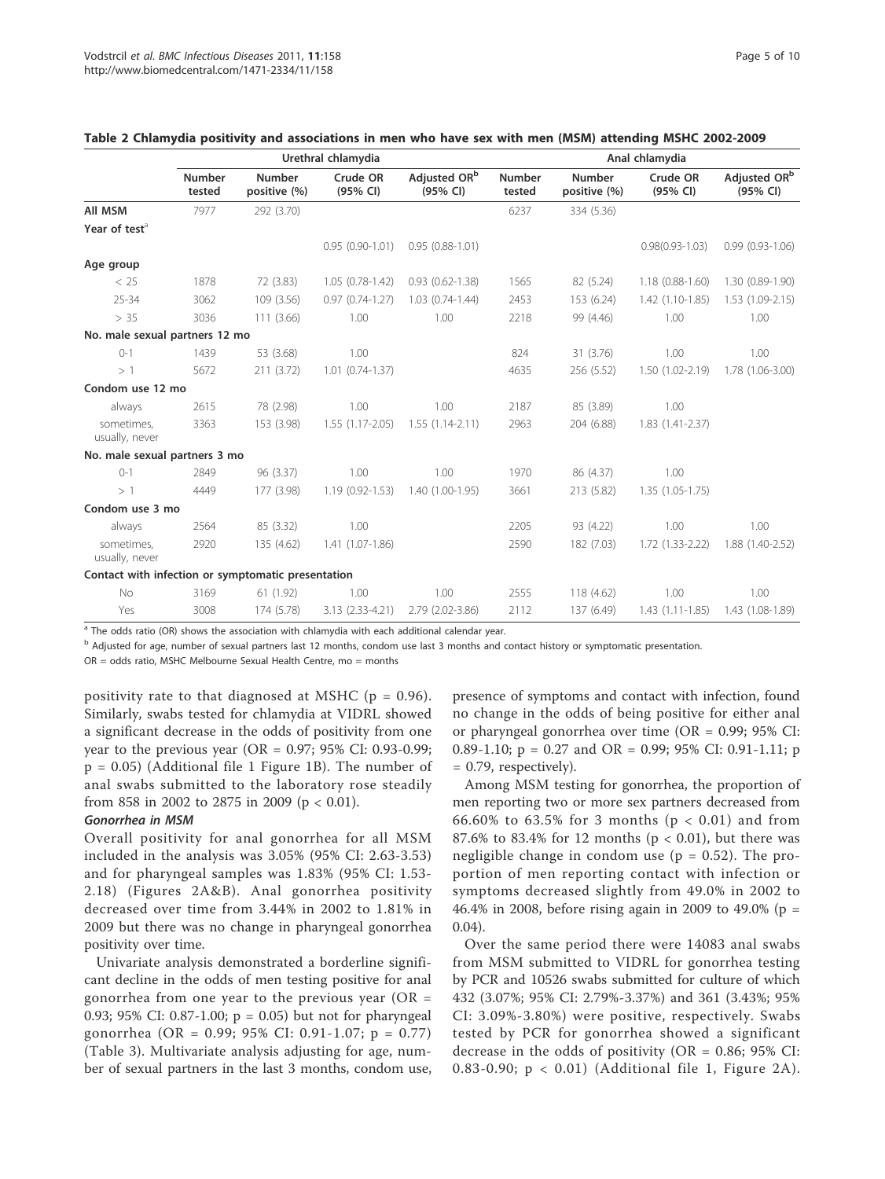**Table 2 Chlamydia positivity and associations in men who have sex with men (MSM) attending MSHC 2002-2009**

| | Urethral chlamydia | | | | Anal chlamydia | | | |
|---|---|---|---|---|---|---|---|---|
| | Number tested | Number positive (%) | Crude OR (95% CI) | Adjusted OR[b] (95% CI) | Number tested | Number positive (%) | Crude OR (95% CI) | Adjusted OR[b] (95% CI) |
| **All MSM** | 7977 | 292 (3.70) | | | 6237 | 334 (5.36) | | |
| **Year of test**[a] | | | | | | | | |
| | | | 0.95 (0.90-1.01) | 0.95 (0.88-1.01) | | | 0.98(0.93-1.03) | 0.99 (0.93-1.06) |
| **Age group** | | | | | | | | |
| < 25 | 1878 | 72 (3.83) | 1.05 (0.78-1.42) | 0.93 (0.62-1.38) | 1565 | 82 (5.24) | 1.18 (0.88-1.60) | 1.30 (0.89-1.90) |
| 25-34 | 3062 | 109 (3.56) | 0.97 (0.74-1.27) | 1.03 (0.74-1.44) | 2453 | 153 (6.24) | 1.42 (1.10-1.85) | 1.53 (1.09-2.15) |
| > 35 | 3036 | 111 (3.66) | 1.00 | 1.00 | 2218 | 99 (4.46) | 1.00 | 1.00 |
| **No. male sexual partners 12 mo** | | | | | | | | |
| 0-1 | 1439 | 53 (3.68) | 1.00 | | 824 | 31 (3.76) | 1.00 | 1.00 |
| > 1 | 5672 | 211 (3.72) | 1.01 (0.74-1.37) | | 4635 | 256 (5.52) | 1.50 (1.02-2.19) | 1.78 (1.06-3.00) |
| **Condom use 12 mo** | | | | | | | | |
| always | 2615 | 78 (2.98) | 1.00 | 1.00 | 2187 | 85 (3.89) | 1.00 | |
| sometimes, usually, never | 3363 | 153 (3.98) | 1.55 (1.17-2.05) | 1.55 (1.14-2.11) | 2963 | 204 (6.88) | 1.83 (1.41-2.37) | |
| **No. male sexual partners 3 mo** | | | | | | | | |
| 0-1 | 2849 | 96 (3.37) | 1.00 | 1.00 | 1970 | 86 (4.37) | 1.00 | |
| > 1 | 4449 | 177 (3.98) | 1.19 (0.92-1.53) | 1.40 (1.00-1.95) | 3661 | 213 (5.82) | 1.35 (1.05-1.75) | |
| **Condom use 3 mo** | | | | | | | | |
| always | 2564 | 85 (3.32) | 1.00 | | 2205 | 93 (4.22) | 1.00 | 1.00 |
| sometimes, usually, never | 2920 | 135 (4.62) | 1.41 (1.07-1.86) | | 2590 | 182 (7.03) | 1.72 (1.33-2.22) | 1.88 (1.40-2.52) |
| **Contact with infection or symptomatic presentation** | | | | | | | | |
| No | 3169 | 61 (1.92) | 1.00 | 1.00 | 2555 | 118 (4.62) | 1.00 | 1.00 |
| Yes | 3008 | 174 (5.78) | 3.13 (2.33-4.21) | 2.79 (2.02-3.86) | 2112 | 137 (6.49) | 1.43 (1.11-1.85) | 1.43 (1.08-1.89) |

[a] The odds ratio (OR) shows the association with chlamydia with each additional calendar year.

[b] Adjusted for age, number of sexual partners last 12 months, condom use last 3 months and contact history or symptomatic presentation.

OR = odds ratio, MSHC Melbourne Sexual Health Centre, mo = months

positivity rate to that diagnosed at MSHC ($p = 0.96$). Similarly, swabs tested for chlamydia at VIDRL showed a significant decrease in the odds of positivity from one year to the previous year (OR = 0.97; 95% CI: 0.93-0.99; $p = 0.05$) (Additional file 1 Figure 1B). The number of anal swabs submitted to the laboratory rose steadily from 858 in 2002 to 2875 in 2009 ($p < 0.01$).

#### *Gonorrhea in MSM*

Overall positivity for anal gonorrhea for all MSM included in the analysis was 3.05% (95% CI: 2.63-3.53) and for pharyngeal samples was 1.83% (95% CI: 1.53-2.18) (Figures 2A&B). Anal gonorrhea positivity decreased over time from 3.44% in 2002 to 1.81% in 2009 but there was no change in pharyngeal gonorrhea positivity over time.

Univariate analysis demonstrated a borderline significant decline in the odds of men testing positive for anal gonorrhea from one year to the previous year (OR = 0.93; 95% CI: 0.87-1.00; $p = 0.05$) but not for pharyngeal gonorrhea (OR = 0.99; 95% CI: 0.91-1.07; $p = 0.77$) (Table 3). Multivariate analysis adjusting for age, number of sexual partners in the last 3 months, condom use, presence of symptoms and contact with infection, found no change in the odds of being positive for either anal or pharyngeal gonorrhea over time (OR = 0.99; 95% CI: 0.89-1.10; $p = 0.27$ and OR = 0.99; 95% CI: 0.91-1.11; $p = 0.79$, respectively).

Among MSM testing for gonorrhea, the proportion of men reporting two or more sex partners decreased from 66.60% to 63.5% for 3 months ($p < 0.01$) and from 87.6% to 83.4% for 12 months ($p < 0.01$), but there was negligible change in condom use ($p = 0.52$). The proportion of men reporting contact with infection or symptoms decreased slightly from 49.0% in 2002 to 46.4% in 2008, before rising again in 2009 to 49.0% ($p = 0.04$).

Over the same period there were 14083 anal swabs from MSM submitted to VIDRL for gonorrhea testing by PCR and 10526 swabs submitted for culture of which 432 (3.07%; 95% CI: 2.79%-3.37%) and 361 (3.43%; 95% CI: 3.09%-3.80%) were positive, respectively. Swabs tested by PCR for gonorrhea showed a significant decrease in the odds of positivity (OR = 0.86; 95% CI: 0.83-0.90; $p < 0.01$) (Additional file 1, Figure 2A).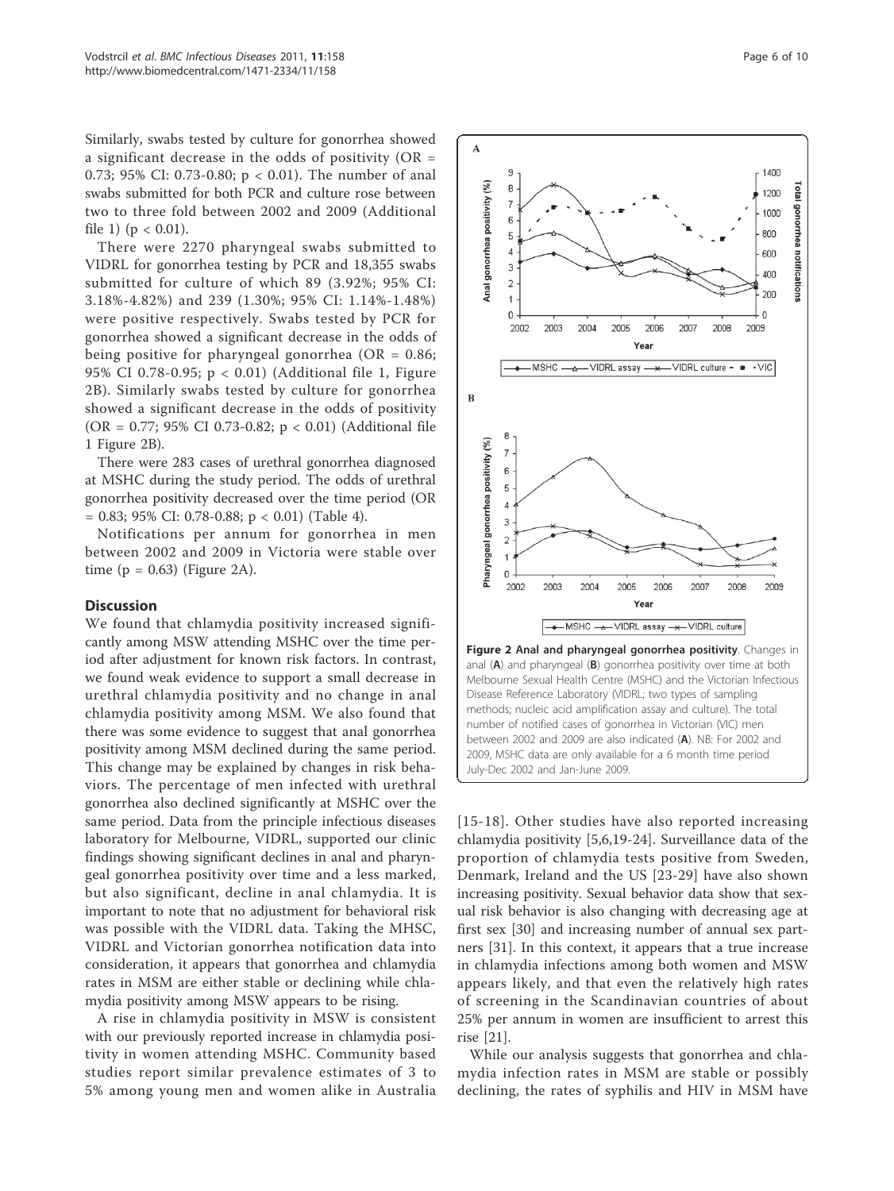Similarly, swabs tested by culture for gonorrhea showed a significant decrease in the odds of positivity (OR = 0.73; 95% CI: 0.73-0.80; $p < 0.01$). The number of anal swabs submitted for both PCR and culture rose between two to three fold between 2002 and 2009 (Additional file 1) ($p < 0.01$).

There were 2270 pharyngeal swabs submitted to VIDRL for gonorrhea testing by PCR and 18,355 swabs submitted for culture of which 89 (3.92%; 95% CI: 3.18%-4.82%) and 239 (1.30%; 95% CI: 1.14%-1.48%) were positive respectively. Swabs tested by PCR for gonorrhea showed a significant decrease in the odds of being positive for pharyngeal gonorrhea (OR = 0.86; 95% CI 0.78-0.95; $p < 0.01$) (Additional file 1, Figure 2B). Similarly swabs tested by culture for gonorrhea showed a significant decrease in the odds of positivity (OR = 0.77; 95% CI 0.73-0.82; $p < 0.01$) (Additional file 1 Figure 2B).

There were 283 cases of urethral gonorrhea diagnosed at MSHC during the study period. The odds of urethral gonorrhea positivity decreased over the time period (OR = 0.83; 95% CI: 0.78-0.88; $p < 0.01$) (Table 4).

Notifications per annum for gonorrhea in men between 2002 and 2009 in Victoria were stable over time ($p = 0.63$) (Figure 2A).

## Discussion

We found that chlamydia positivity increased significantly among MSW attending MSHC over the time period after adjustment for known risk factors. In contrast, we found weak evidence to support a small decrease in urethral chlamydia positivity and no change in anal chlamydia positivity among MSM. We also found that there was some evidence to suggest that anal gonorrhea positivity among MSM declined during the same period. This change may be explained by changes in risk behaviors. The percentage of men infected with urethral gonorrhea also declined significantly at MSHC over the same period. Data from the principle infectious diseases laboratory for Melbourne, VIDRL, supported our clinic findings showing significant declines in anal and pharyngeal gonorrhea positivity over time and a less marked, but also significant, decline in anal chlamydia. It is important to note that no adjustment for behavioral risk was possible with the VIDRL data. Taking the MHSC, VIDRL and Victorian gonorrhea notification data into consideration, it appears that gonorrhea and chlamydia rates in MSM are either stable or declining while chlamydia positivity among MSW appears to be rising.

A rise in chlamydia positivity in MSW is consistent with our previously reported increase in chlamydia positivity in women attending MSHC. Community based studies report similar prevalence estimates of 3 to 5% among young men and women alike in Australia [15-18]. Other studies have also reported increasing chlamydia positivity [5,6,19-24]. Surveillance data of the proportion of chlamydia tests positive from Sweden, Denmark, Ireland and the US [23-29] have also shown increasing positivity. Sexual behavior data show that sexual risk behavior is also changing with decreasing age at first sex [30] and increasing number of annual sex partners [31]. In this context, it appears that a true increase in chlamydia infections among both women and MSW appears likely, and that even the relatively high rates of screening in the Scandinavian countries of about 25% per annum in women are insufficient to arrest this rise [21].

While our analysis suggests that gonorrhea and chlamydia infection rates in MSM are stable or possibly declining, the rates of syphilis and HIV in MSM have

**Figure 2 Anal and pharyngeal gonorrhea positivity**. Changes in anal (**A**) and pharyngeal (**B**) gonorrhea positivity over time at both Melbourne Sexual Health Centre (MSHC) and the Victorian Infectious Disease Reference Laboratory (VIDRL; two types of sampling methods; nucleic acid amplification assay and culture). The total number of notified cases of gonorrhea in Victorian (VIC) men between 2002 and 2009 are also indicated (**A**). NB: For 2002 and 2009, MSHC data are only available for a 6 month time period July-Dec 2002 and Jan-June 2009.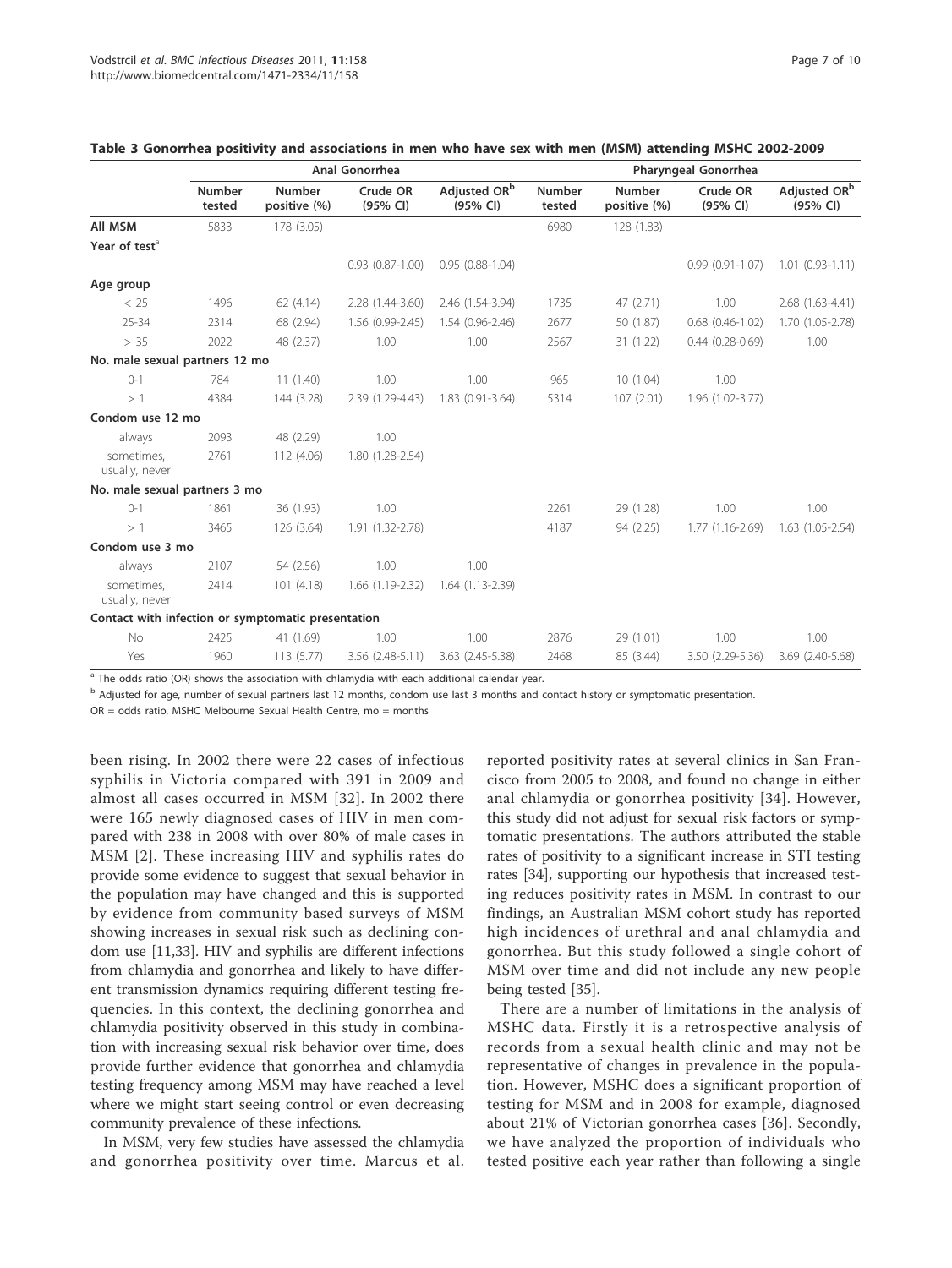**Table 3 Gonorrhea positivity and associations in men who have sex with men (MSM) attending MSHC 2002-2009**

| | Anal Gonorrhea | | | | Pharyngeal Gonorrhea | | | |
|---|---|---|---|---|---|---|---|---|
| | Number tested | Number positive (%) | Crude OR (95% CI) | Adjusted OR[b] (95% CI) | Number tested | Number positive (%) | Crude OR (95% CI) | Adjusted OR[b] (95% CI) |
| **All MSM** | 5833 | 178 (3.05) | | | 6980 | 128 (1.83) | | |
| **Year of test**[a] | | | | | | | | |
| | | | 0.93 (0.87-1.00) | 0.95 (0.88-1.04) | | | 0.99 (0.91-1.07) | 1.01 (0.93-1.11) |
| **Age group** | | | | | | | | |
| < 25 | 1496 | 62 (4.14) | 2.28 (1.44-3.60) | 2.46 (1.54-3.94) | 1735 | 47 (2.71) | 1.00 | 2.68 (1.63-4.41) |
| 25-34 | 2314 | 68 (2.94) | 1.56 (0.99-2.45) | 1.54 (0.96-2.46) | 2677 | 50 (1.87) | 0.68 (0.46-1.02) | 1.70 (1.05-2.78) |
| > 35 | 2022 | 48 (2.37) | 1.00 | 1.00 | 2567 | 31 (1.22) | 0.44 (0.28-0.69) | 1.00 |
| **No. male sexual partners 12 mo** | | | | | | | | |
| 0-1 | 784 | 11 (1.40) | 1.00 | 1.00 | 965 | 10 (1.04) | 1.00 | |
| > 1 | 4384 | 144 (3.28) | 2.39 (1.29-4.43) | 1.83 (0.91-3.64) | 5314 | 107 (2.01) | 1.96 (1.02-3.77) | |
| **Condom use 12 mo** | | | | | | | | |
| always | 2093 | 48 (2.29) | 1.00 | | | | | |
| sometimes, usually, never | 2761 | 112 (4.06) | 1.80 (1.28-2.54) | | | | | |
| **No. male sexual partners 3 mo** | | | | | | | | |
| 0-1 | 1861 | 36 (1.93) | 1.00 | | 2261 | 29 (1.28) | 1.00 | 1.00 |
| > 1 | 3465 | 126 (3.64) | 1.91 (1.32-2.78) | | 4187 | 94 (2.25) | 1.77 (1.16-2.69) | 1.63 (1.05-2.54) |
| **Condom use 3 mo** | | | | | | | | |
| always | 2107 | 54 (2.56) | 1.00 | 1.00 | | | | |
| sometimes, usually, never | 2414 | 101 (4.18) | 1.66 (1.19-2.32) | 1.64 (1.13-2.39) | | | | |
| **Contact with infection or symptomatic presentation** | | | | | | | | |
| No | 2425 | 41 (1.69) | 1.00 | 1.00 | 2876 | 29 (1.01) | 1.00 | 1.00 |
| Yes | 1960 | 113 (5.77) | 3.56 (2.48-5.11) | 3.63 (2.45-5.38) | 2468 | 85 (3.44) | 3.50 (2.29-5.36) | 3.69 (2.40-5.68) |

[a] The odds ratio (OR) shows the association with chlamydia with each additional calendar year.

[b] Adjusted for age, number of sexual partners last 12 months, condom use last 3 months and contact history or symptomatic presentation.

OR = odds ratio, MSHC Melbourne Sexual Health Centre, mo = months

been rising. In 2002 there were 22 cases of infectious syphilis in Victoria compared with 391 in 2009 and almost all cases occurred in MSM [32]. In 2002 there were 165 newly diagnosed cases of HIV in men compared with 238 in 2008 with over 80% of male cases in MSM [2]. These increasing HIV and syphilis rates do provide some evidence to suggest that sexual behavior in the population may have changed and this is supported by evidence from community based surveys of MSM showing increases in sexual risk such as declining condom use [11,33]. HIV and syphilis are different infections from chlamydia and gonorrhea and likely to have different transmission dynamics requiring different testing frequencies. In this context, the declining gonorrhea and chlamydia positivity observed in this study in combination with increasing sexual risk behavior over time, does provide further evidence that gonorrhea and chlamydia testing frequency among MSM may have reached a level where we might start seeing control or even decreasing community prevalence of these infections.

In MSM, very few studies have assessed the chlamydia and gonorrhea positivity over time. Marcus et al. reported positivity rates at several clinics in San Francisco from 2005 to 2008, and found no change in either anal chlamydia or gonorrhea positivity [34]. However, this study did not adjust for sexual risk factors or symptomatic presentations. The authors attributed the stable rates of positivity to a significant increase in STI testing rates [34], supporting our hypothesis that increased testing reduces positivity rates in MSM. In contrast to our findings, an Australian MSM cohort study has reported high incidences of urethral and anal chlamydia and gonorrhea. But this study followed a single cohort of MSM over time and did not include any new people being tested [35].

There are a number of limitations in the analysis of MSHC data. Firstly it is a retrospective analysis of records from a sexual health clinic and may not be representative of changes in prevalence in the population. However, MSHC does a significant proportion of testing for MSM and in 2008 for example, diagnosed about 21% of Victorian gonorrhea cases [36]. Secondly, we have analyzed the proportion of individuals who tested positive each year rather than following a single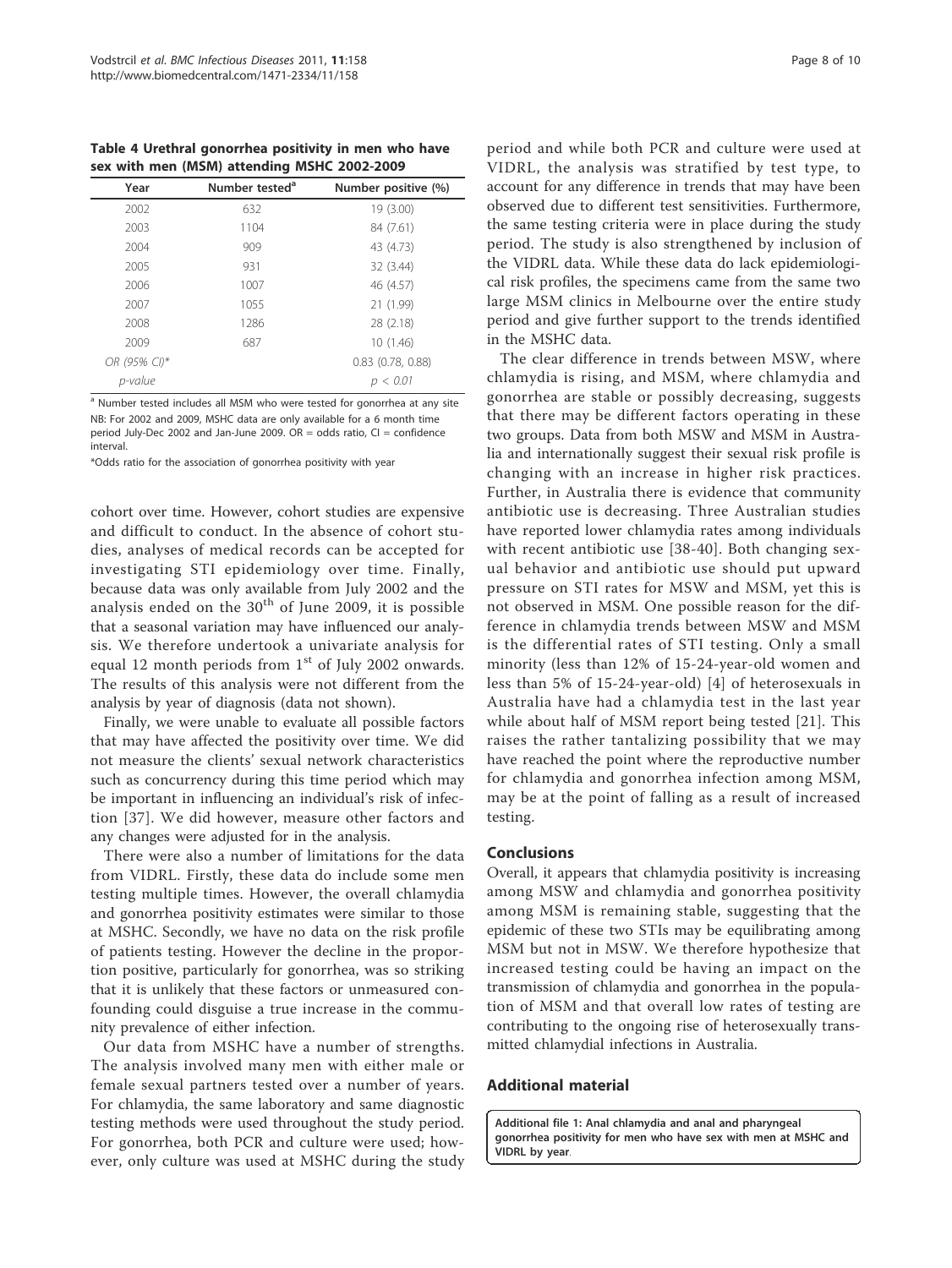**Table 4 Urethral gonorrhea positivity in men who have sex with men (MSM) attending MSHC 2002-2009**

| Year | Number tested[a] | Number positive (%) |
|---|---|---|
| 2002 | 632 | 19 (3.00) |
| 2003 | 1104 | 84 (7.61) |
| 2004 | 909 | 43 (4.73) |
| 2005 | 931 | 32 (3.44) |
| 2006 | 1007 | 46 (4.57) |
| 2007 | 1055 | 21 (1.99) |
| 2008 | 1286 | 28 (2.18) |
| 2009 | 687 | 10 (1.46) |
| *OR (95% CI)** | | 0.83 (0.78, 0.88) |
| *p-value* | | *p < 0.01* |

[a] Number tested includes all MSM who were tested for gonorrhea at any site

NB: For 2002 and 2009, MSHC data are only available for a 6 month time period July-Dec 2002 and Jan-June 2009. OR = odds ratio, CI = confidence interval.

*Odds ratio for the association of gonorrhea positivity with year

cohort over time. However, cohort studies are expensive and difficult to conduct. In the absence of cohort studies, analyses of medical records can be accepted for investigating STI epidemiology over time. Finally, because data was only available from July 2002 and the analysis ended on the 30th of June 2009, it is possible that a seasonal variation may have influenced our analysis. We therefore undertook a univariate analysis for equal 12 month periods from 1st of July 2002 onwards. The results of this analysis were not different from the analysis by year of diagnosis (data not shown).

Finally, we were unable to evaluate all possible factors that may have affected the positivity over time. We did not measure the clients' sexual network characteristics such as concurrency during this time period which may be important in influencing an individual's risk of infection [37]. We did however, measure other factors and any changes were adjusted for in the analysis.

There were also a number of limitations for the data from VIDRL. Firstly, these data do include some men testing multiple times. However, the overall chlamydia and gonorrhea positivity estimates were similar to those at MSHC. Secondly, we have no data on the risk profile of patients testing. However the decline in the proportion positive, particularly for gonorrhea, was so striking that it is unlikely that these factors or unmeasured confounding could disguise a true increase in the community prevalence of either infection.

Our data from MSHC have a number of strengths. The analysis involved many men with either male or female sexual partners tested over a number of years. For chlamydia, the same laboratory and same diagnostic testing methods were used throughout the study period. For gonorrhea, both PCR and culture were used; however, only culture was used at MSHC during the study period and while both PCR and culture were used at VIDRL, the analysis was stratified by test type, to account for any difference in trends that may have been observed due to different test sensitivities. Furthermore, the same testing criteria were in place during the study period. The study is also strengthened by inclusion of the VIDRL data. While these data do lack epidemiological risk profiles, the specimens came from the same two large MSM clinics in Melbourne over the entire study period and give further support to the trends identified in the MSHC data.

The clear difference in trends between MSW, where chlamydia is rising, and MSM, where chlamydia and gonorrhea are stable or possibly decreasing, suggests that there may be different factors operating in these two groups. Data from both MSW and MSM in Australia and internationally suggest their sexual risk profile is changing with an increase in higher risk practices. Further, in Australia there is evidence that community antibiotic use is decreasing. Three Australian studies have reported lower chlamydia rates among individuals with recent antibiotic use [38-40]. Both changing sexual behavior and antibiotic use should put upward pressure on STI rates for MSW and MSM, yet this is not observed in MSM. One possible reason for the difference in chlamydia trends between MSW and MSM is the differential rates of STI testing. Only a small minority (less than 12% of 15-24-year-old women and less than 5% of 15-24-year-old) [4] of heterosexuals in Australia have had a chlamydia test in the last year while about half of MSM report being tested [21]. This raises the rather tantalizing possibility that we may have reached the point where the reproductive number for chlamydia and gonorrhea infection among MSM, may be at the point of falling as a result of increased testing.

## Conclusions

Overall, it appears that chlamydia positivity is increasing among MSW and chlamydia and gonorrhea positivity among MSM is remaining stable, suggesting that the epidemic of these two STIs may be equilibrating among MSM but not in MSW. We therefore hypothesize that increased testing could be having an impact on the transmission of chlamydia and gonorrhea in the population of MSM and that overall low rates of testing are contributing to the ongoing rise of heterosexually transmitted chlamydial infections in Australia.

## Additional material

**Additional file 1: Anal chlamydia and anal and pharyngeal gonorrhea positivity for men who have sex with men at MSHC and VIDRL by year.**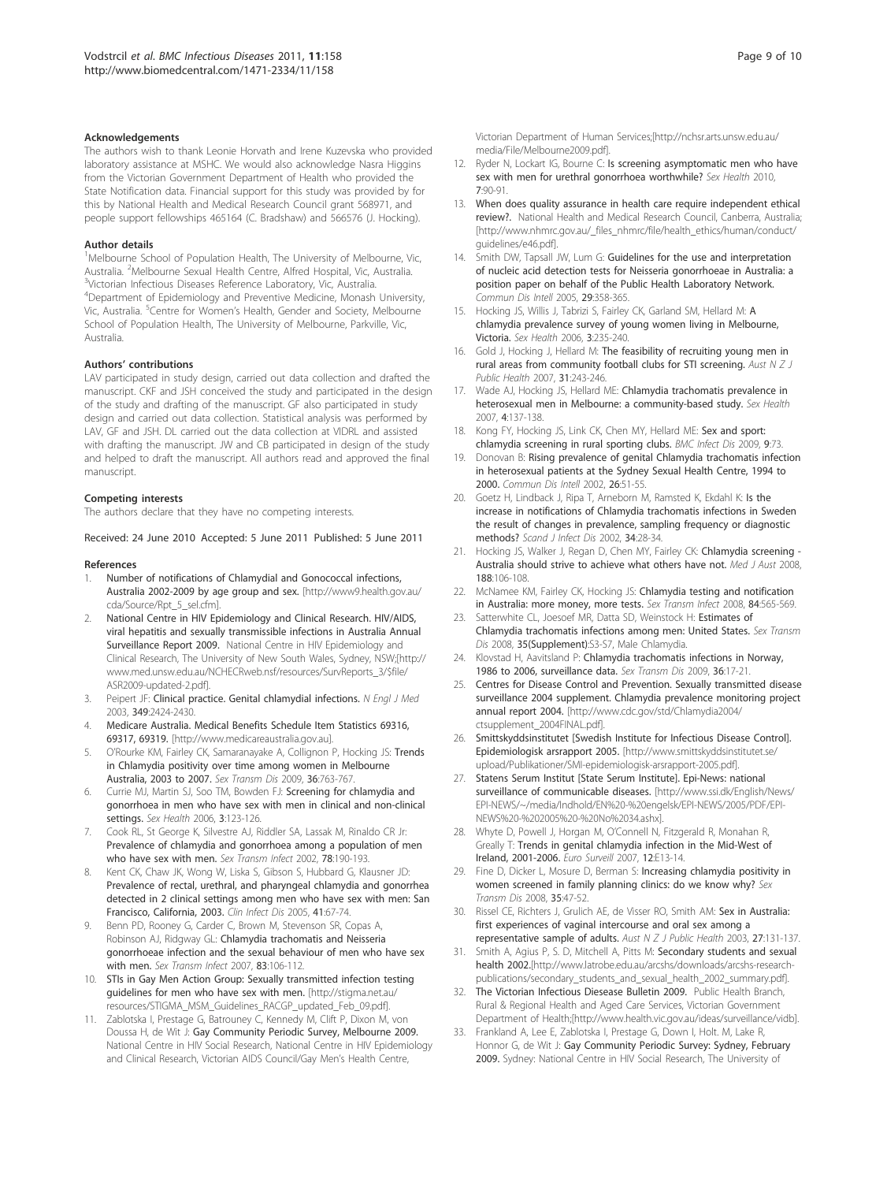### Acknowledgements

The authors wish to thank Leonie Horvath and Irene Kuzevska who provided laboratory assistance at MSHC. We would also acknowledge Nasra Higgins from the Victorian Government Department of Health who provided the State Notification data. Financial support for this study was provided by for this by National Health and Medical Research Council grant 568971, and people support fellowships 465164 (C. Bradshaw) and 566576 (J. Hocking).

### Author details

[1]Melbourne School of Population Health, The University of Melbourne, Vic, Australia. [2]Melbourne Sexual Health Centre, Alfred Hospital, Vic, Australia. [3]Victorian Infectious Diseases Reference Laboratory, Vic, Australia. [4]Department of Epidemiology and Preventive Medicine, Monash University, Vic, Australia. [5]Centre for Women's Health, Gender and Society, Melbourne School of Population Health, The University of Melbourne, Parkville, Vic, Australia.

### Authors' contributions

LAV participated in study design, carried out data collection and drafted the manuscript. CKF and JSH conceived the study and participated in the design of the study and drafting of the manuscript. GF also participated in study design and carried out data collection. Statistical analysis was performed by LAV, GF and JSH. DL carried out the data collection at VIDRL and assisted with drafting the manuscript. JW and CB participated in design of the study and helped to draft the manuscript. All authors read and approved the final manuscript.

### Competing interests

The authors declare that they have no competing interests.

Received: 24 June 2010 Accepted: 5 June 2011 Published: 5 June 2011

### References

1. Number of notifications of Chlamydial and Gonococcal infections, Australia 2002-2009 by age group and sex. [http://www9.health.gov.au/cda/Source/Rpt_5_sel.cfm].
2. National Centre in HIV Epidemiology and Clinical Research. HIV/AIDS, viral hepatitis and sexually transmissible infections in Australia Annual Surveillance Report 2009. National Centre in HIV Epidemiology and Clinical Research, The University of New South Wales, Sydney, NSW;[http://www.med.unsw.edu.au/NCHECRweb.nsf/resources/SurvReports_3/$file/ASR2009-updated-2.pdf].
3. Peipert JF: Clinical practice. Genital chlamydial infections. *N Engl J Med* 2003, 349:2424-2430.
4. Medicare Australia. Medical Benefits Schedule Item Statistics 69316, 69317, 69319. [http://www.medicareaustralia.gov.au].
5. O'Rourke KM, Fairley CK, Samaranayake A, Collignon P, Hocking JS: Trends in Chlamydia positivity over time among women in Melbourne Australia, 2003 to 2007. *Sex Transm Dis* 2009, 36:763-767.
6. Currie MJ, Martin SJ, Soo TM, Bowden FJ: Screening for chlamydia and gonorrhoea in men who have sex with men in clinical and non-clinical settings. *Sex Health* 2006, 3:123-126.
7. Cook RL, St George K, Silvestre AJ, Riddler SA, Lassak M, Rinaldo CR Jr: Prevalence of chlamydia and gonorrhoea among a population of men who have sex with men. *Sex Transm Infect* 2002, 78:190-193.
8. Kent CK, Chaw JK, Wong W, Liska S, Gibson S, Hubbard G, Klausner JD: Prevalence of rectal, urethral, and pharyngeal chlamydia and gonorrhea detected in 2 clinical settings among men who have sex with men: San Francisco, California, 2003. *Clin Infect Dis* 2005, 41:67-74.
9. Benn PD, Rooney G, Carder C, Brown M, Stevenson SR, Copas A, Robinson AJ, Ridgway GL: Chlamydia trachomatis and Neisseria gonorrhoeae infection and the sexual behaviour of men who have sex with men. *Sex Transm Infect* 2007, 83:106-112.
10. STIs in Gay Men Action Group: Sexually transmitted infection testing guidelines for men who have sex with men. [http://stigma.net.au/resources/STIGMA_MSM_Guidelines_RACGP_updated_Feb_09.pdf].
11. Zablotska I, Prestage G, Batrouney C, Kennedy M, Clift P, Dixon M, von Doussa H, de Wit J: Gay Community Periodic Survey, Melbourne 2009. National Centre in HIV Social Research, National Centre in HIV Epidemiology and Clinical Research, Victorian AIDS Council/Gay Men's Health Centre, Victorian Department of Human Services;[http://nchsr.arts.unsw.edu.au/media/File/Melbourne2009.pdf].
12. Ryder N, Lockart IG, Bourne C: Is screening asymptomatic men who have sex with men for urethral gonorrhoea worthwhile? *Sex Health* 2010, 7:90-91.
13. When does quality assurance in health care require independent ethical review?. National Health and Medical Research Council, Canberra, Australia; [http://www.nhmrc.gov.au/_files_nhmrc/file/health_ethics/human/conduct/guidelines/e46.pdf].
14. Smith DW, Tapsall JW, Lum G: Guidelines for the use and interpretation of nucleic acid detection tests for Neisseria gonorrhoeae in Australia: a position paper on behalf of the Public Health Laboratory Network. *Commun Dis Intell* 2005, 29:358-365.
15. Hocking JS, Willis J, Tabrizi S, Fairley CK, Garland SM, Hellard M: A chlamydia prevalence survey of young women living in Melbourne, Victoria. *Sex Health* 2006, 3:235-240.
16. Gold J, Hocking J, Hellard M: The feasibility of recruiting young men in rural areas from community football clubs for STI screening. *Aust N Z J Public Health* 2007, 31:243-246.
17. Wade AJ, Hocking JS, Hellard ME: Chlamydia trachomatis prevalence in heterosexual men in Melbourne: a community-based study. *Sex Health* 2007, 4:137-138.
18. Kong FY, Hocking JS, Link CK, Chen MY, Hellard ME: Sex and sport: chlamydia screening in rural sporting clubs. *BMC Infect Dis* 2009, 9:73.
19. Donovan B: Rising prevalence of genital Chlamydia trachomatis infection in heterosexual patients at the Sydney Sexual Health Centre, 1994 to 2000. *Commun Dis Intell* 2002, 26:51-55.
20. Goetz H, Lindback J, Ripa T, Arneborn M, Ramsted K, Ekdahl K: Is the increase in notifications of Chlamydia trachomatis infections in Sweden the result of changes in prevalence, sampling frequency or diagnostic methods? *Scand J Infect Dis* 2002, 34:28-34.
21. Hocking JS, Walker J, Regan D, Chen MY, Fairley CK: Chlamydia screening - Australia should strive to achieve what others have not. *Med J Aust* 2008, 188:106-108.
22. McNamee KM, Fairley CK, Hocking JS: Chlamydia testing and notification in Australia: more money, more tests. *Sex Transm Infect* 2008, 84:565-569.
23. Satterwhite CL, Joesoef MR, Datta SD, Weinstock H: Estimates of Chlamydia trachomatis infections among men: United States. *Sex Transm Dis* 2008, 35(Supplement):S3-S7, Male Chlamydia.
24. Klovstad H, Aavitsland P: Chlamydia trachomatis infections in Norway, 1986 to 2006, surveillance data. *Sex Transm Dis* 2009, 36:17-21.
25. Centres for Disease Control and Prevention. Sexually transmitted disease surveillance 2004 supplement. Chlamydia prevalence monitoring project annual report 2004. [http://www.cdc.gov/std/Chlamydia2004/ctsupplement_2004FINAL.pdf].
26. Smittskyddsinstitutet [Swedish Institute for Infectious Disease Control]. Epidemiologisk arsrapport 2005. [http://www.smittskyddsinstitutet.se/upload/Publikationer/SMI-epidemiologisk-arsrapport-2005.pdf].
27. Statens Serum Institut [State Serum Institute]. Epi-News: national surveillance of communicable diseases. [http://www.ssi.dk/English/News/EPI-NEWS/~/media/Indhold/EN%20-%20engelsk/EPI-NEWS/2005/PDF/EPI-NEWS%20-%202005%20-%20No%2034.ashx].
28. Whyte D, Powell J, Horgan M, O'Connell N, Fitzgerald R, Monahan R, Greally T: Trends in genital chlamydia infection in the Mid-West of Ireland, 2001-2006. *Euro Surveill* 2007, 12:E13-14.
29. Fine D, Dicker L, Mosure D, Berman S: Increasing chlamydia positivity in women screened in family planning clinics: do we know why? *Sex Transm Dis* 2008, 35:47-52.
30. Rissel CE, Richters J, Grulich AE, de Visser RO, Smith AM: Sex in Australia: first experiences of vaginal intercourse and oral sex among a representative sample of adults. *Aust N Z J Public Health* 2003, 27:131-137.
31. Smith A, Agius P, S. D, Mitchell A, Pitts M: Secondary students and sexual health 2002.[http://www.latrobe.edu.au/arcshs/downloads/arcshs-research-publications/secondary_students_and_sexual_health_2002_summary.pdf].
32. The Victorian Infectious Diesease Bulletin 2009. Public Health Branch, Rural & Regional Health and Aged Care Services, Victorian Government Department of Health;[http://www.health.vic.gov.au/ideas/surveillance/vidb].
33. Frankland A, Lee E, Zablotska I, Prestage G, Down I, Holt. M, Lake R, Honnor G, de Wit J: Gay Community Periodic Survey: Sydney, February 2009. Sydney: National Centre in HIV Social Research, The University of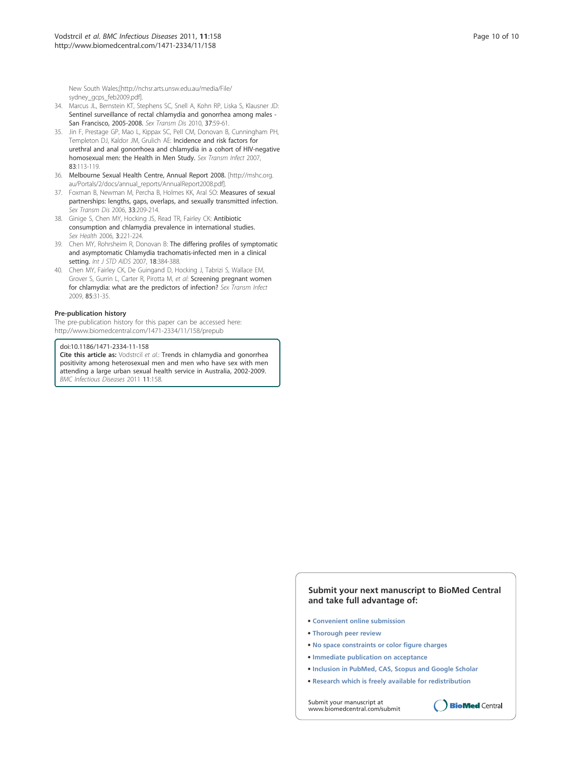New South Wales;[http://nchsr.arts.unsw.edu.au/media/File/sydney_gcps_feb2009.pdf].

34. Marcus JL, Bernstein KT, Stephens SC, Snell A, Kohn RP, Liska S, Klausner JD: **Sentinel surveillance of rectal chlamydia and gonorrhea among males - San Francisco, 2005-2008.** *Sex Transm Dis* 2010, **37**:59-61.
35. Jin F, Prestage GP, Mao L, Kippax SC, Pell CM, Donovan B, Cunningham PH, Templeton DJ, Kaldor JM, Grulich AE: **Incidence and risk factors for urethral and anal gonorrhoea and chlamydia in a cohort of HIV-negative homosexual men: the Health in Men Study.** *Sex Transm Infect* 2007, **83**:113-119.
36. **Melbourne Sexual Health Centre, Annual Report 2008.** [http://mshc.org.au/Portals/2/docs/annual_reports/AnnualReport2008.pdf].
37. Foxman B, Newman M, Percha B, Holmes KK, Aral SO: **Measures of sexual partnerships: lengths, gaps, overlaps, and sexually transmitted infection.** *Sex Transm Dis* 2006, **33**:209-214.
38. Ginige S, Chen MY, Hocking JS, Read TR, Fairley CK: **Antibiotic consumption and chlamydia prevalence in international studies.** *Sex Health* 2006, **3**:221-224.
39. Chen MY, Rohrsheim R, Donovan B: **The differing profiles of symptomatic and asymptomatic Chlamydia trachomatis-infected men in a clinical setting.** *Int J STD AIDS* 2007, **18**:384-388.
40. Chen MY, Fairley CK, De Guingand D, Hocking J, Tabrizi S, Wallace EM, Grover S, Gurrin L, Carter R, Pirotta M, *et al*: **Screening pregnant women for chlamydia: what are the predictors of infection?** *Sex Transm Infect* 2009, **85**:31-35.

### Pre-publication history

The pre-publication history for this paper can be accessed here:
http://www.biomedcentral.com/1471-2334/11/158/prepub

doi:10.1186/1471-2334-11-158

**Cite this article as:** Vodstrcil *et al.*: Trends in chlamydia and gonorrhea positivity among heterosexual men and men who have sex with men attending a large urban sexual health service in Australia, 2002-2009. *BMC Infectious Diseases* 2011 **11**:158.

**Submit your next manuscript to BioMed Central and take full advantage of:**

- **Convenient online submission**
- **Thorough peer review**
- **No space constraints or color figure charges**
- **Immediate publication on acceptance**
- **Inclusion in PubMed, CAS, Scopus and Google Scholar**
- **Research which is freely available for redistribution**

Submit your manuscript at
www.biomedcentral.com/submit

BioMed Central